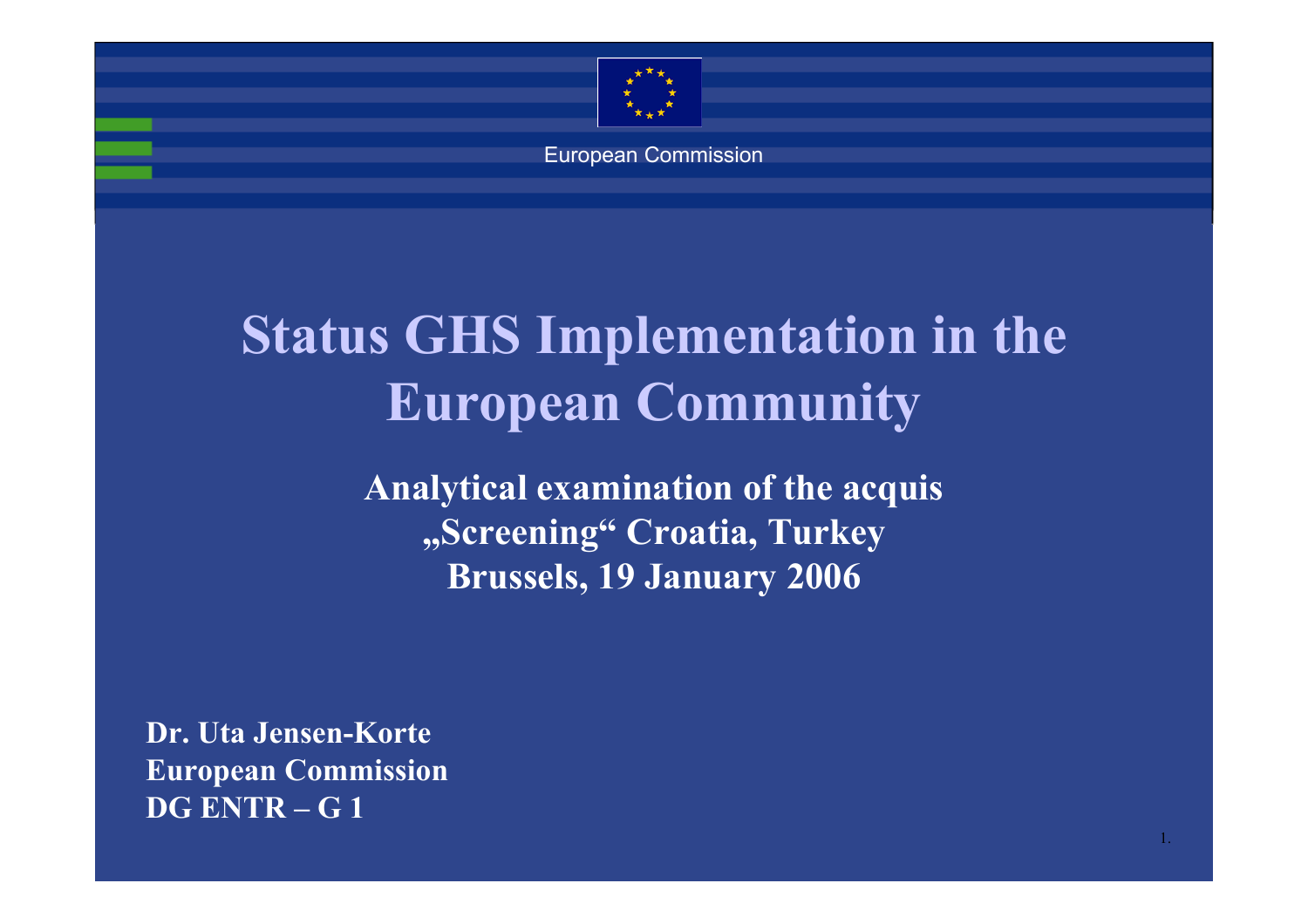European Commission

# Status GHS Implementation in the European Community

**Analytical examination of the acquis**
**„Screening“ Croatia, Turkey**
**Brussels, 19 January 2006**

**Dr. Uta Jensen-Korte**
**European Commission**
**DG ENTR – G 1**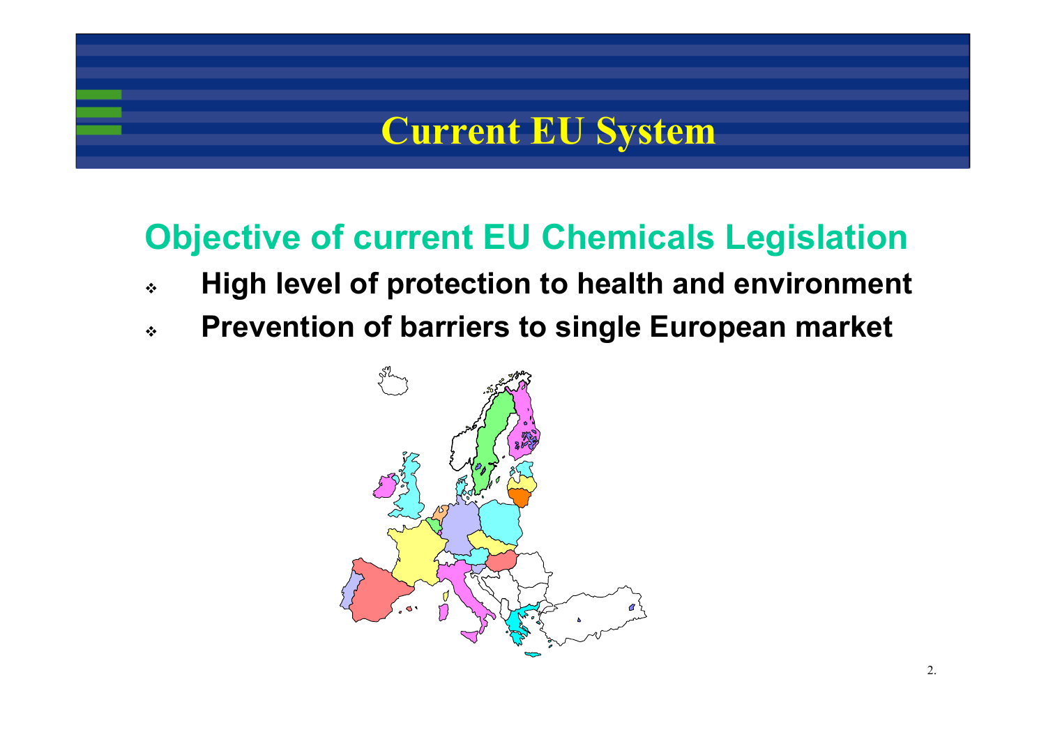# Current EU System

## Objective of current EU Chemicals Legislation

- **High level of protection to health and environment**
- **Prevention of barriers to single European market**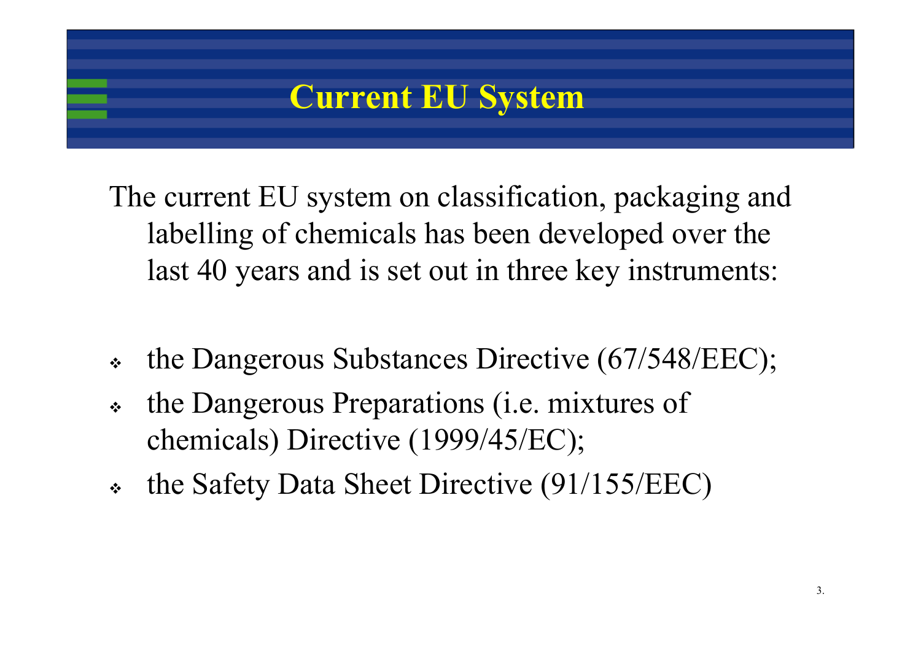# Current EU System

The current EU system on classification, packaging and labelling of chemicals has been developed over the last 40 years and is set out in three key instruments:

- the Dangerous Substances Directive (67/548/EEC);
- the Dangerous Preparations (i.e. mixtures of chemicals) Directive (1999/45/EC);
- the Safety Data Sheet Directive (91/155/EEC)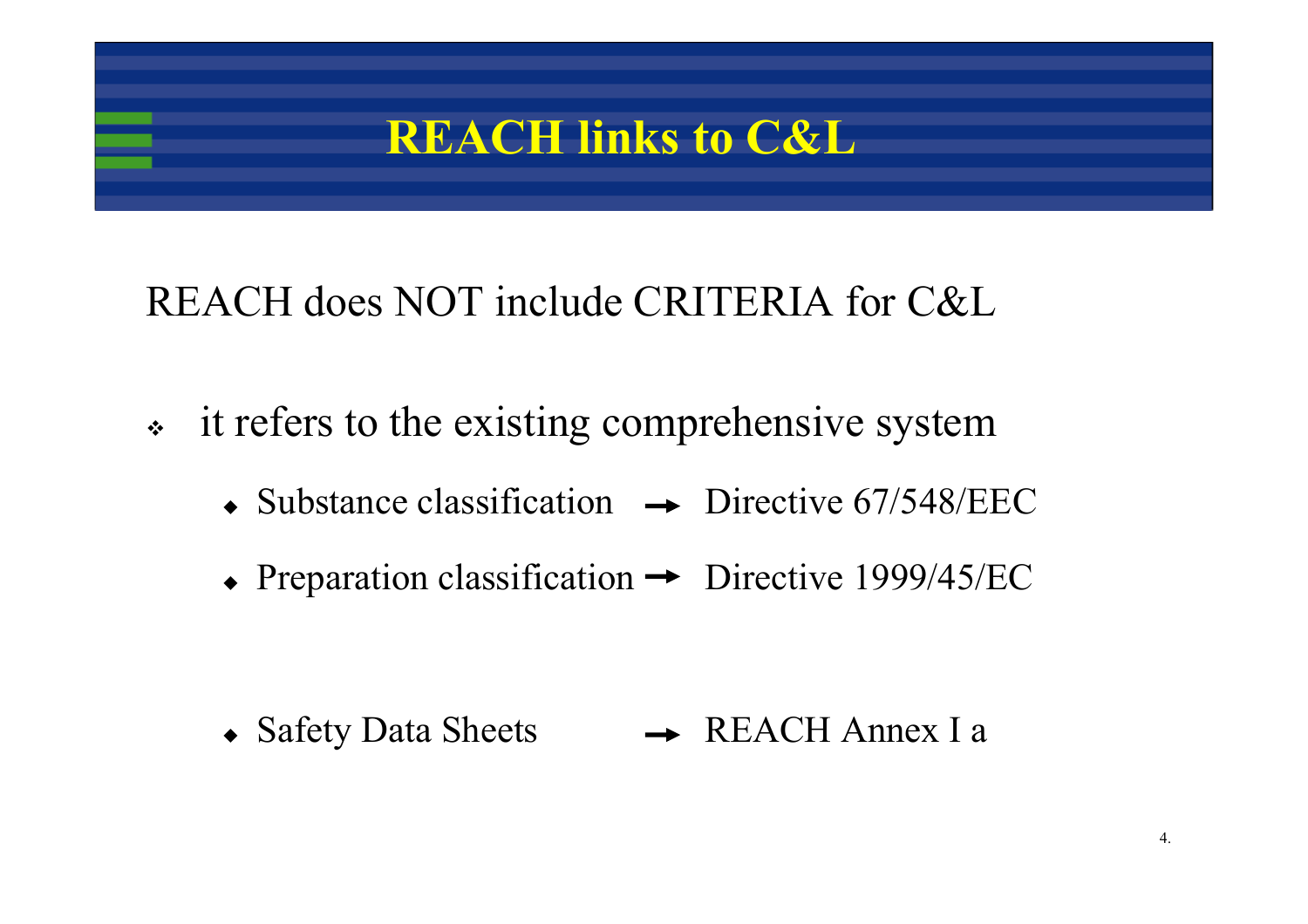# REACH links to C&L

REACH does NOT include CRITERIA for C&L

- it refers to the existing comprehensive system
  - Substance classification → Directive 67/548/EEC
  - Preparation classification → Directive 1999/45/EC

  - Safety Data Sheets → REACH Annex I a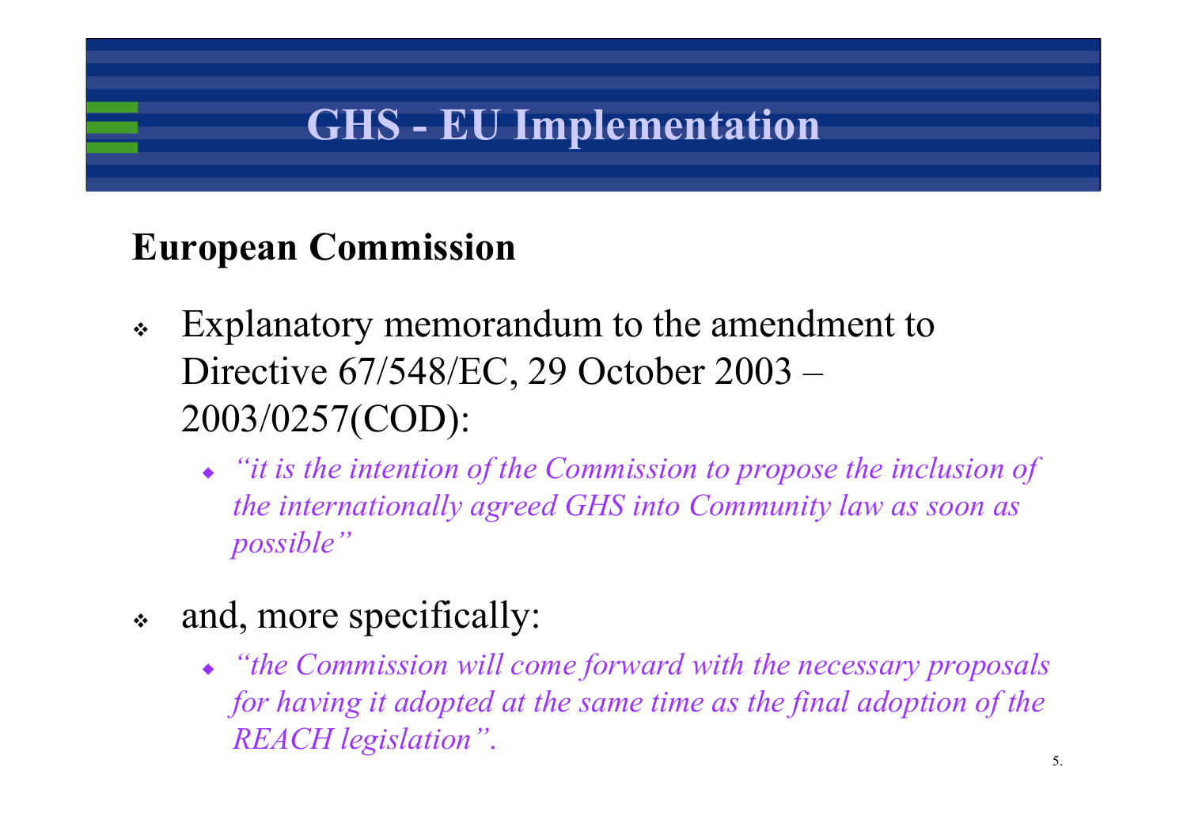# GHS - EU Implementation

## European Commission

- Explanatory memorandum to the amendment to Directive 67/548/EC, 29 October 2003 – 2003/0257(COD):
  - *"it is the intention of the Commission to propose the inclusion of the internationally agreed GHS into Community law as soon as possible"*
- and, more specifically:
  - *"the Commission will come forward with the necessary proposals for having it adopted at the same time as the final adoption of the REACH legislation".*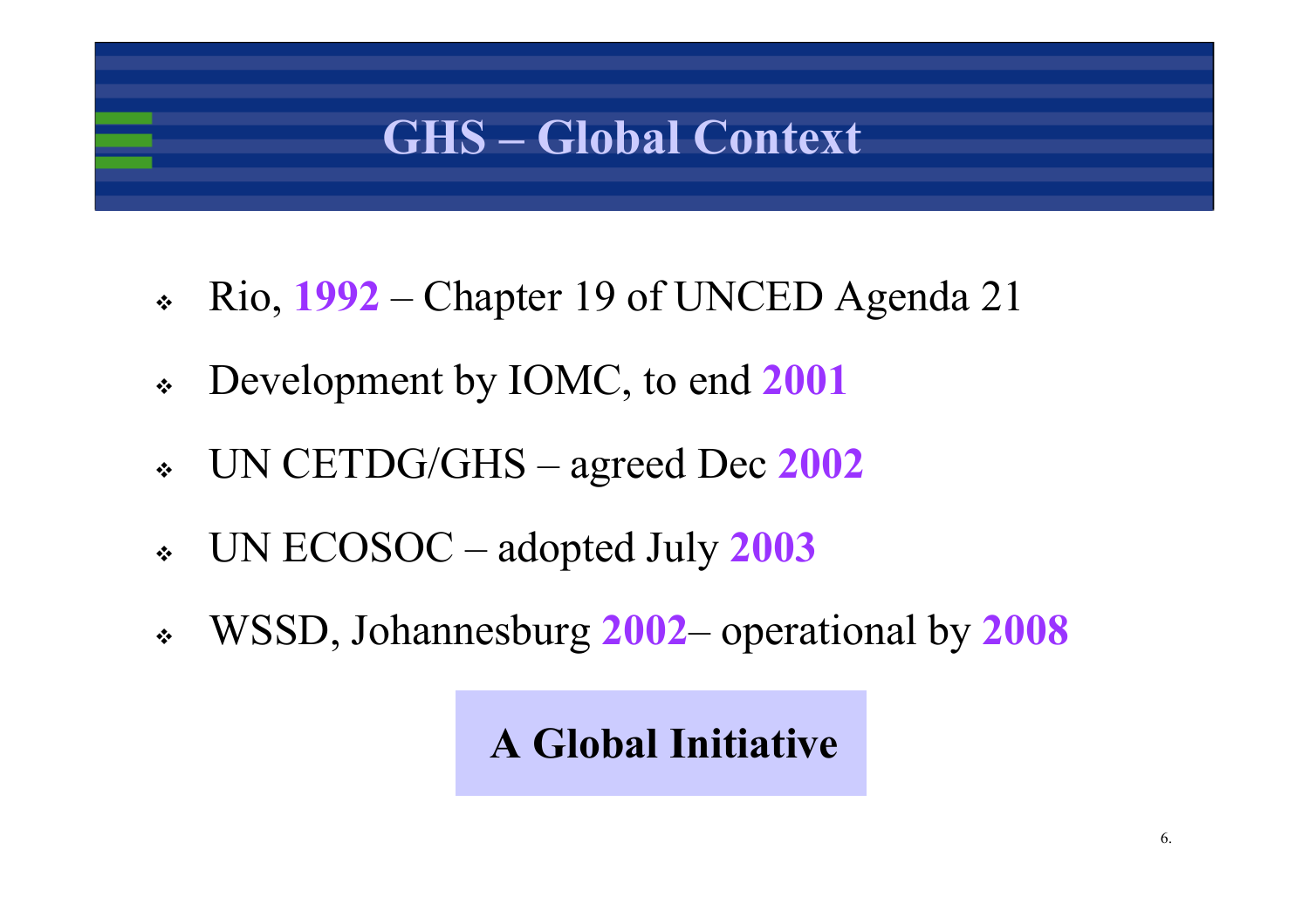# GHS – Global Context

- Rio, **1992** – Chapter 19 of UNCED Agenda 21
- Development by IOMC, to end **2001**
- UN CETDG/GHS – agreed Dec **2002**
- UN ECOSOC – adopted July **2003**
- WSSD, Johannesburg **2002**– operational by **2008**

**A Global Initiative**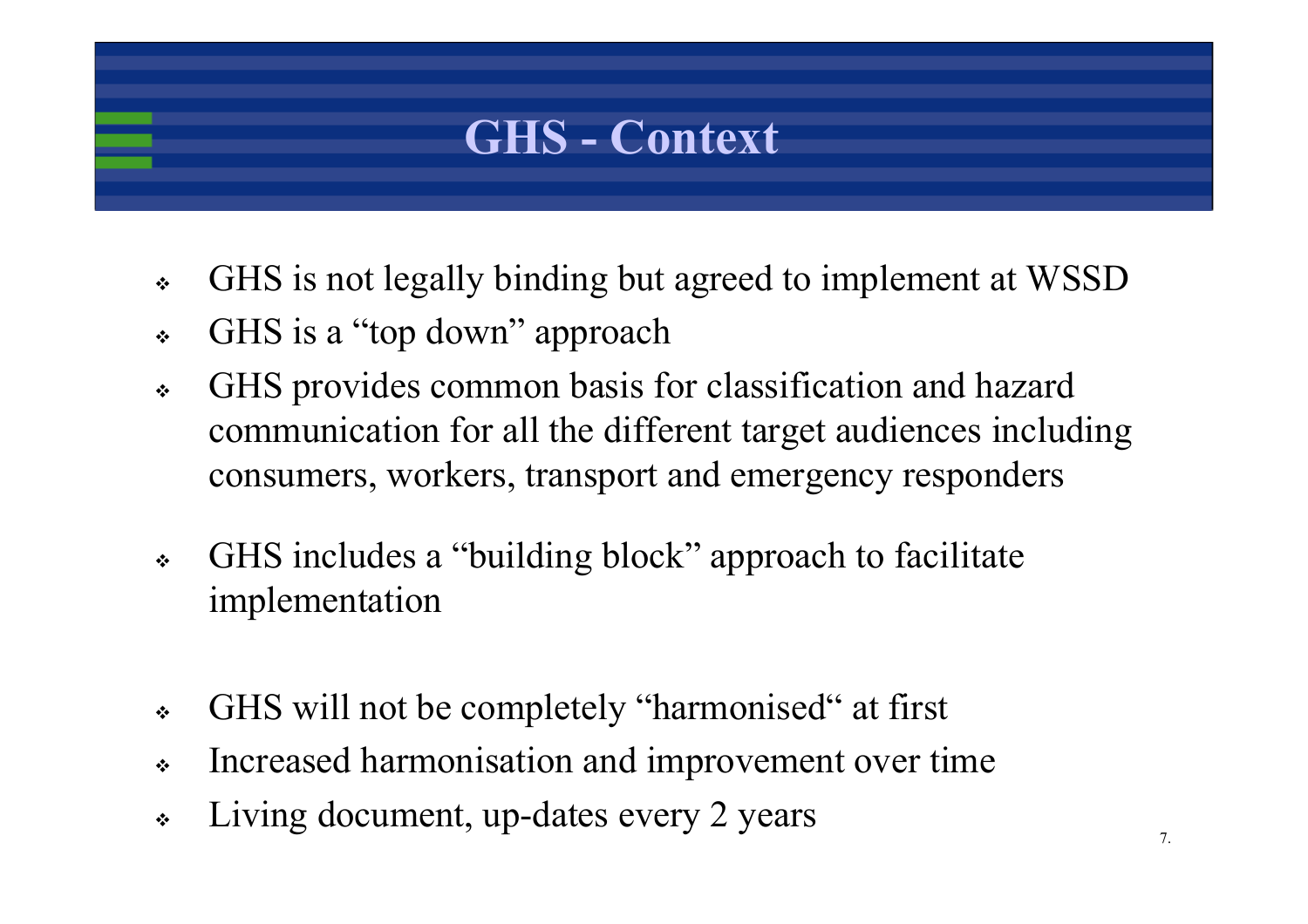# GHS - Context

- GHS is not legally binding but agreed to implement at WSSD
- GHS is a “top down” approach
- GHS provides common basis for classification and hazard communication for all the different target audiences including consumers, workers, transport and emergency responders
- GHS includes a “building block” approach to facilitate implementation
- GHS will not be completely “harmonised“ at first
- Increased harmonisation and improvement over time
- Living document, up-dates every 2 years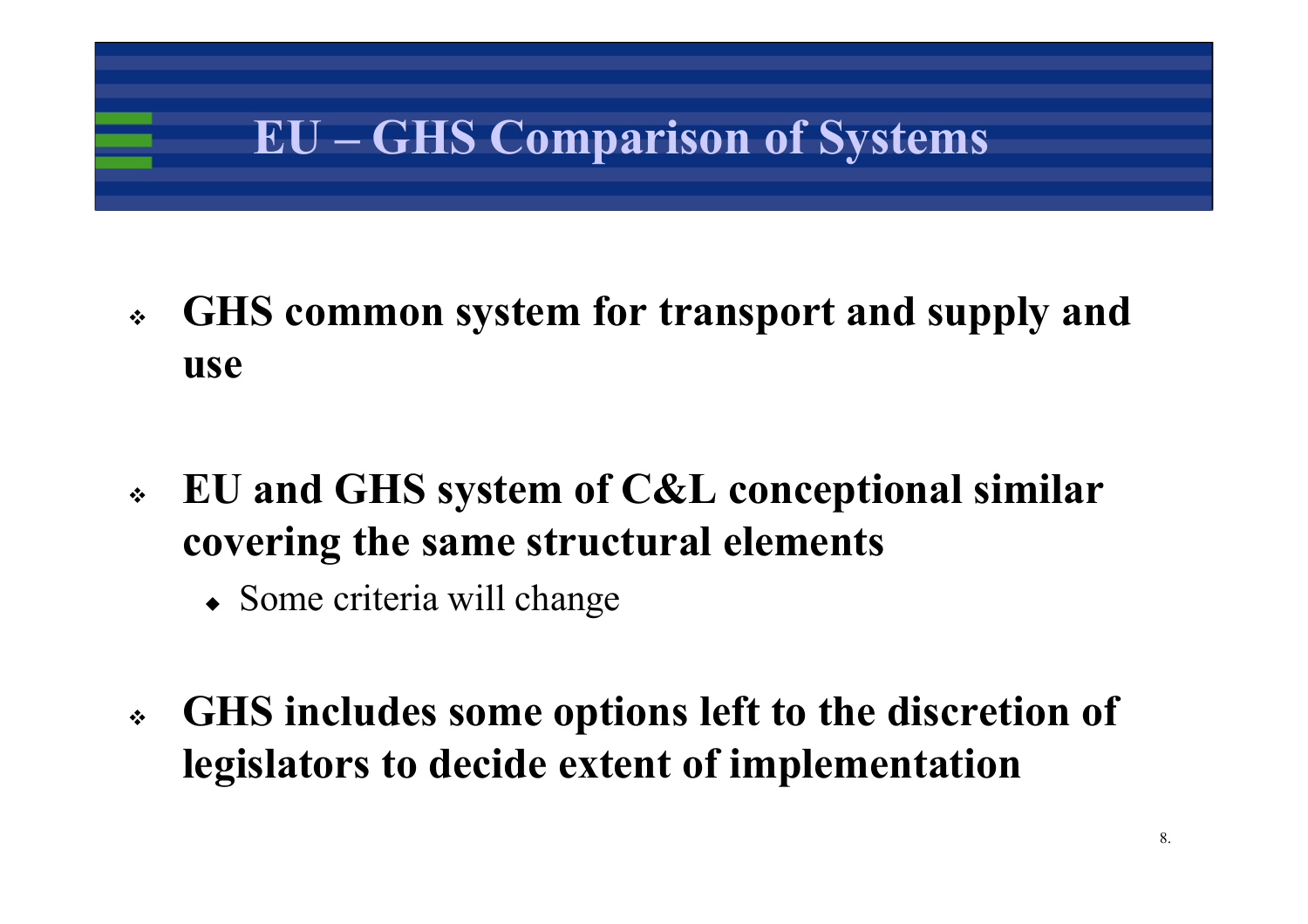# EU – GHS Comparison of Systems

- **GHS common system for transport and supply and use**

- **EU and GHS system of C&L conceptional similar covering the same structural elements**
  - Some criteria will change

- **GHS includes some options left to the discretion of legislators to decide extent of implementation**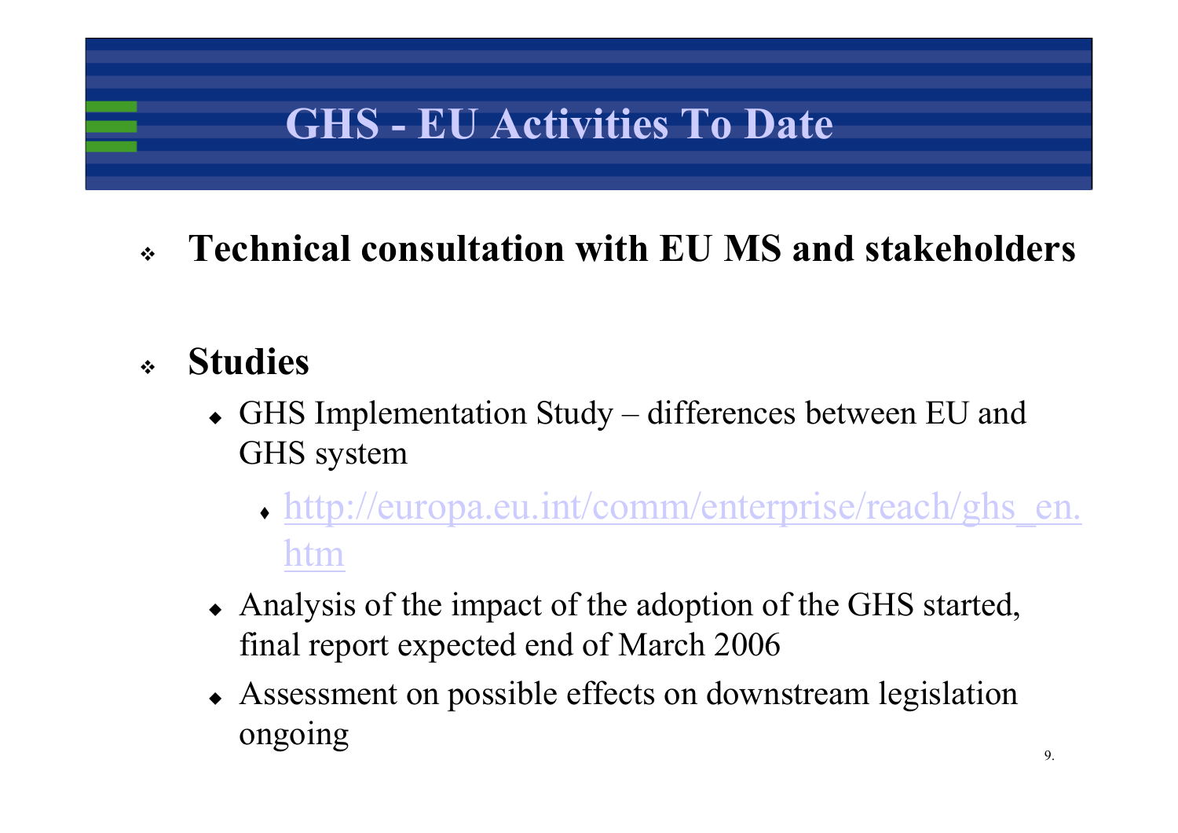# GHS - EU Activities To Date

- **Technical consultation with EU MS and stakeholders**

- **Studies**
  - GHS Implementation Study – differences between EU and GHS system
    - http://europa.eu.int/comm/enterprise/reach/ghs_en.htm
  - Analysis of the impact of the adoption of the GHS started, final report expected end of March 2006
  - Assessment on possible effects on downstream legislation ongoing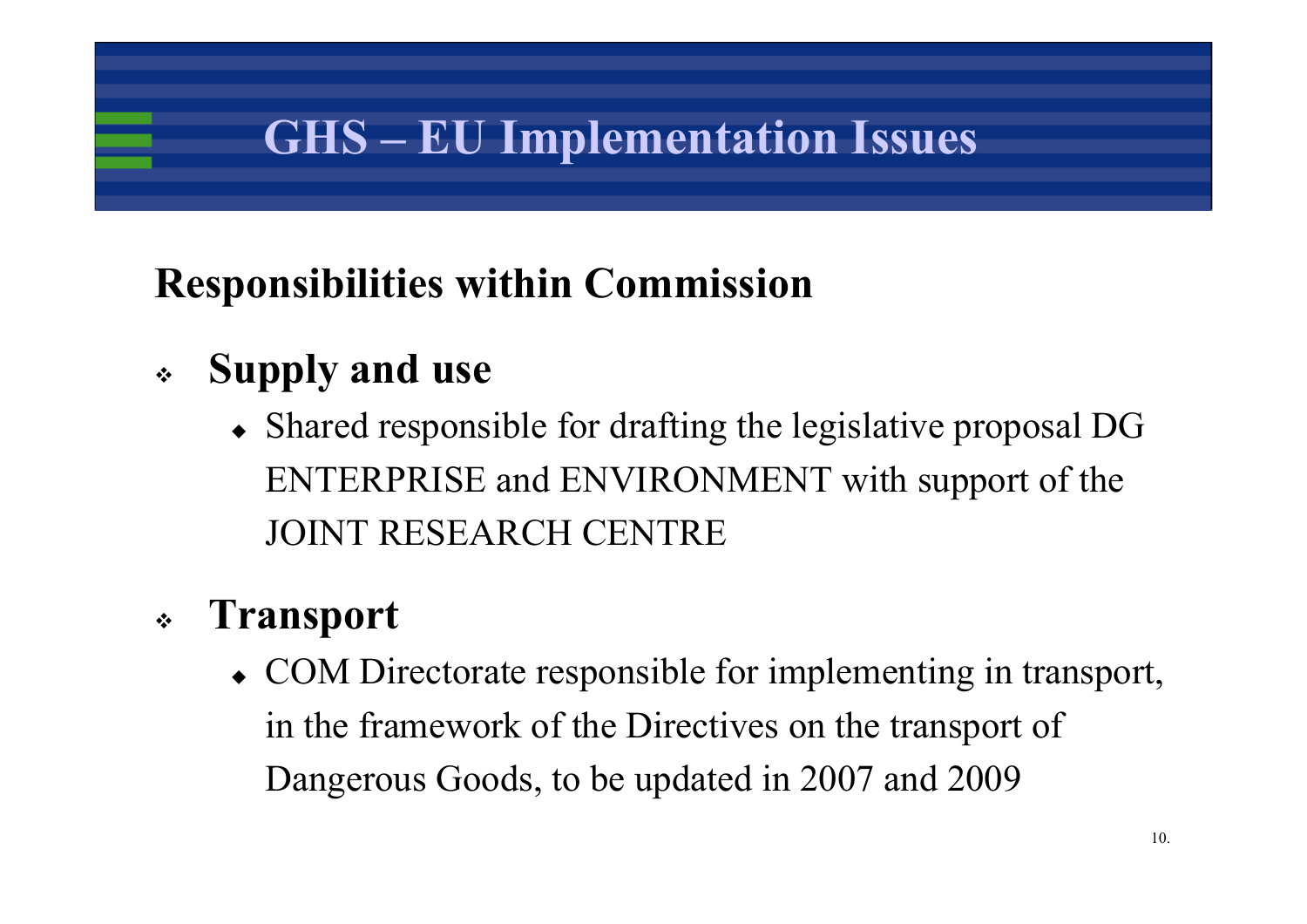# GHS – EU Implementation Issues

## Responsibilities within Commission

- **Supply and use**
  - Shared responsible for drafting the legislative proposal DG ENTERPRISE and ENVIRONMENT with support of the JOINT RESEARCH CENTRE
- **Transport**
  - COM Directorate responsible for implementing in transport, in the framework of the Directives on the transport of Dangerous Goods, to be updated in 2007 and 2009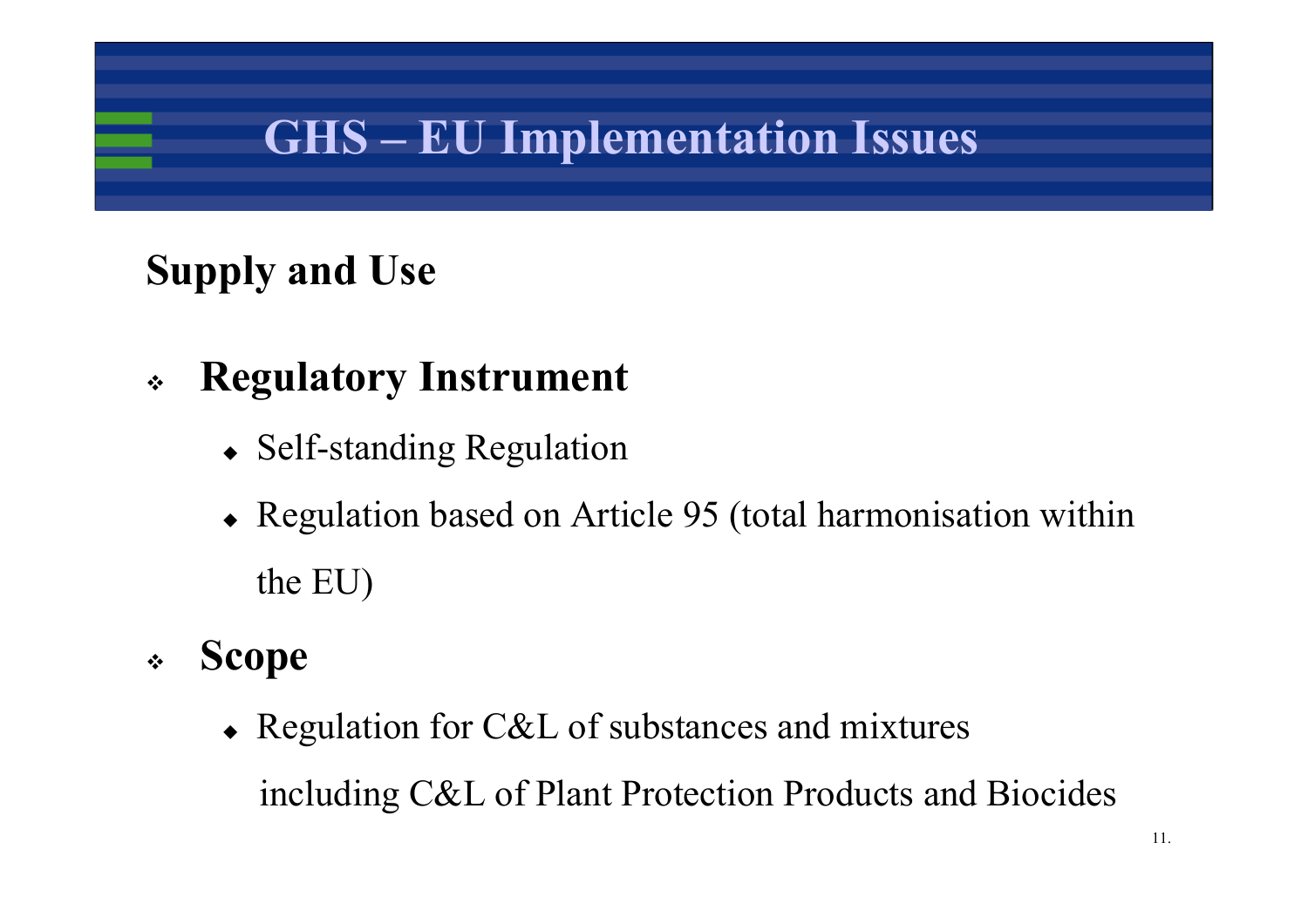# GHS – EU Implementation Issues

## Supply and Use

- **Regulatory Instrument**
  - Self-standing Regulation
  - Regulation based on Article 95 (total harmonisation within the EU)
- **Scope**
  - Regulation for C&L of substances and mixtures including C&L of Plant Protection Products and Biocides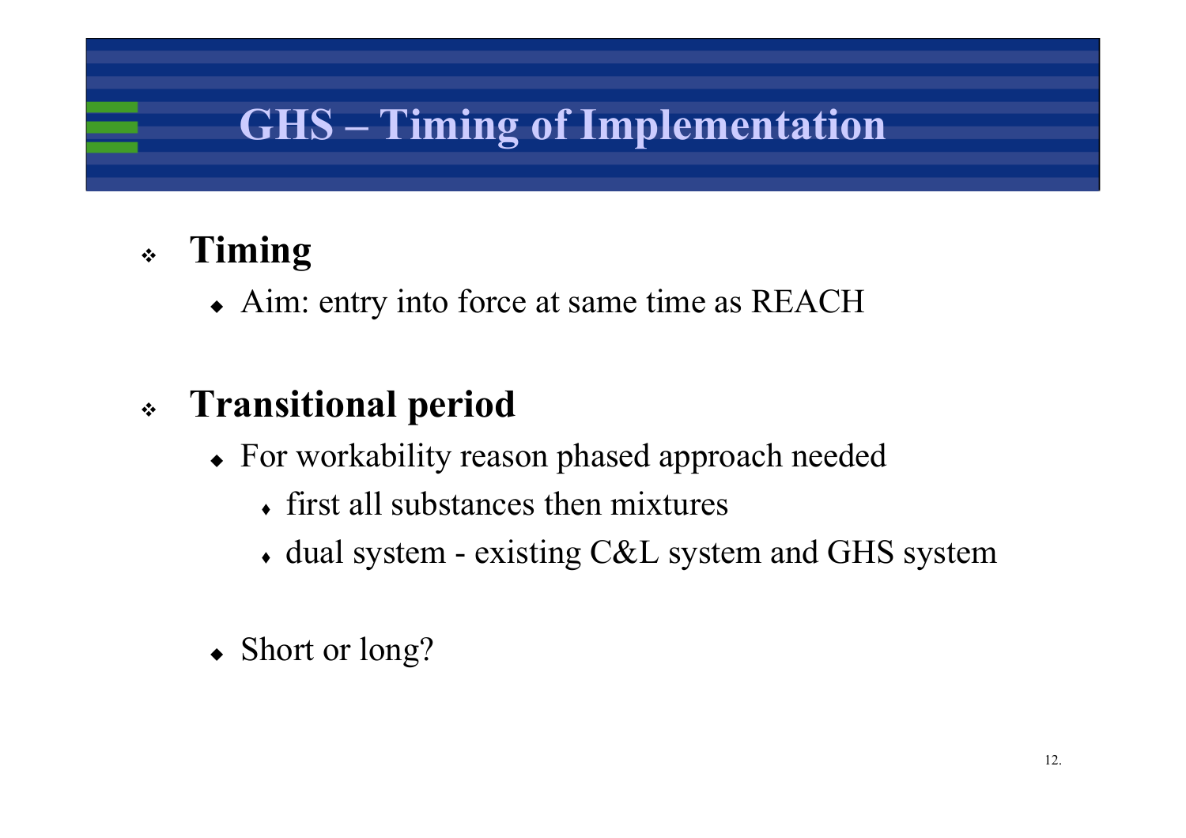# GHS – Timing of Implementation

- **Timing**
  - Aim: entry into force at same time as REACH

- **Transitional period**
  - For workability reason phased approach needed
    - first all substances then mixtures
    - dual system - existing C&L system and GHS system

  - Short or long?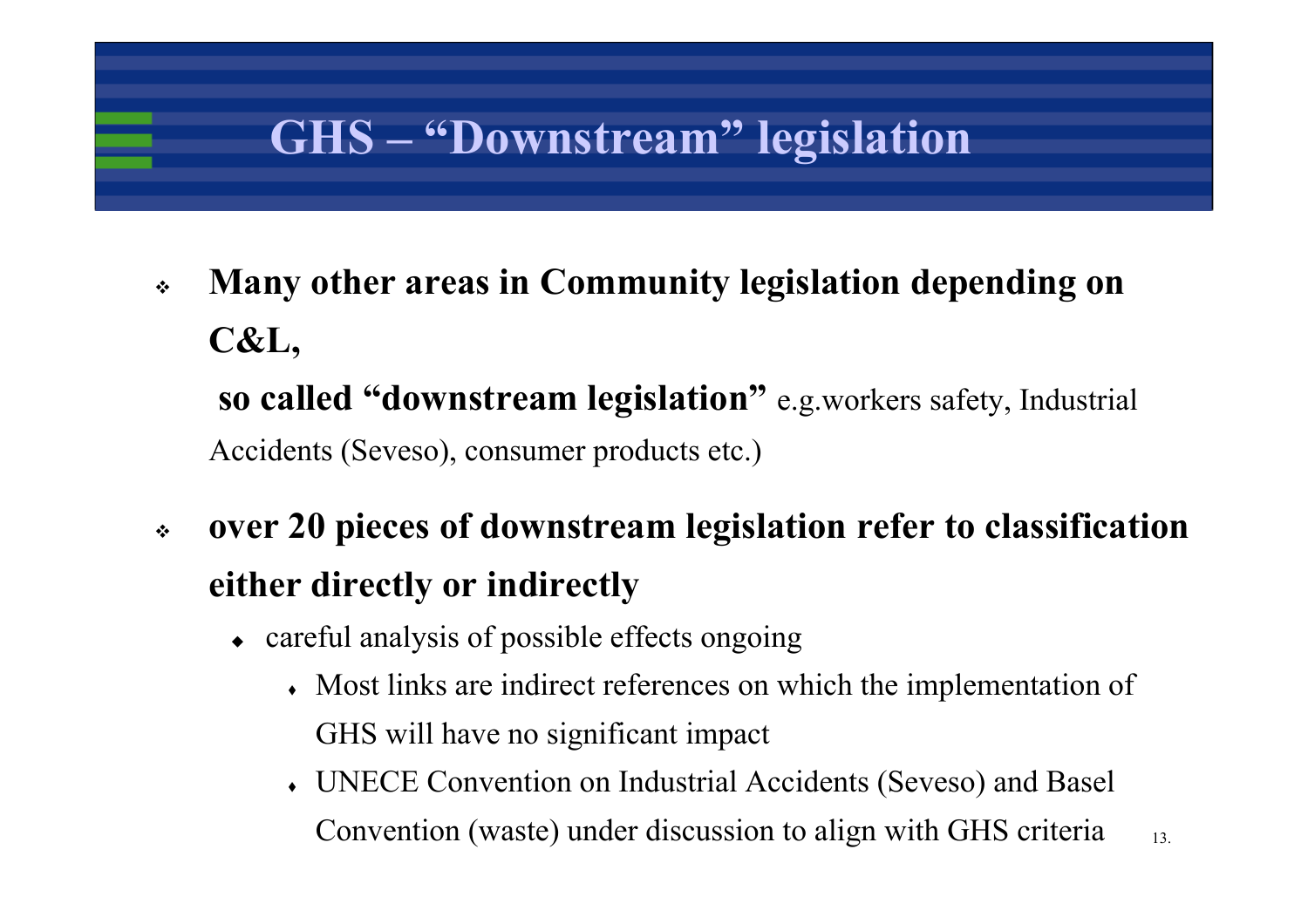# GHS – "Downstream" legislation

- **Many other areas in Community legislation depending on C&L,**

  **so called "downstream legislation"** e.g.workers safety, Industrial Accidents (Seveso), consumer products etc.)

- **over 20 pieces of downstream legislation refer to classification either directly or indirectly**
  - careful analysis of possible effects ongoing
    - Most links are indirect references on which the implementation of GHS will have no significant impact
    - UNECE Convention on Industrial Accidents (Seveso) and Basel Convention (waste) under discussion to align with GHS criteria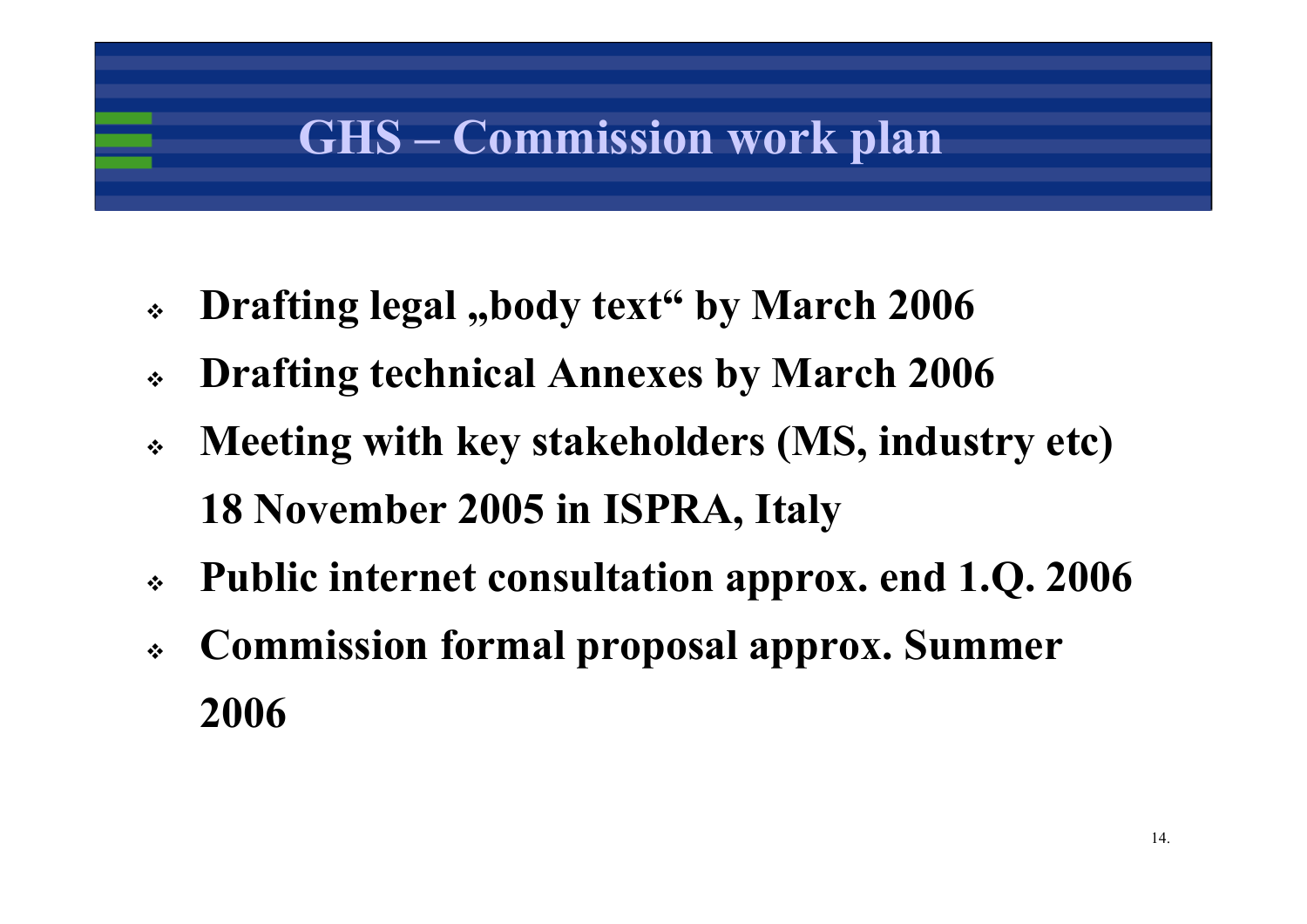# GHS – Commission work plan

- **Drafting legal „body text“ by March 2006**
- **Drafting technical Annexes by March 2006**
- **Meeting with key stakeholders (MS, industry etc) 18 November 2005 in ISPRA, Italy**
- **Public internet consultation approx. end 1.Q. 2006**
- **Commission formal proposal approx. Summer 2006**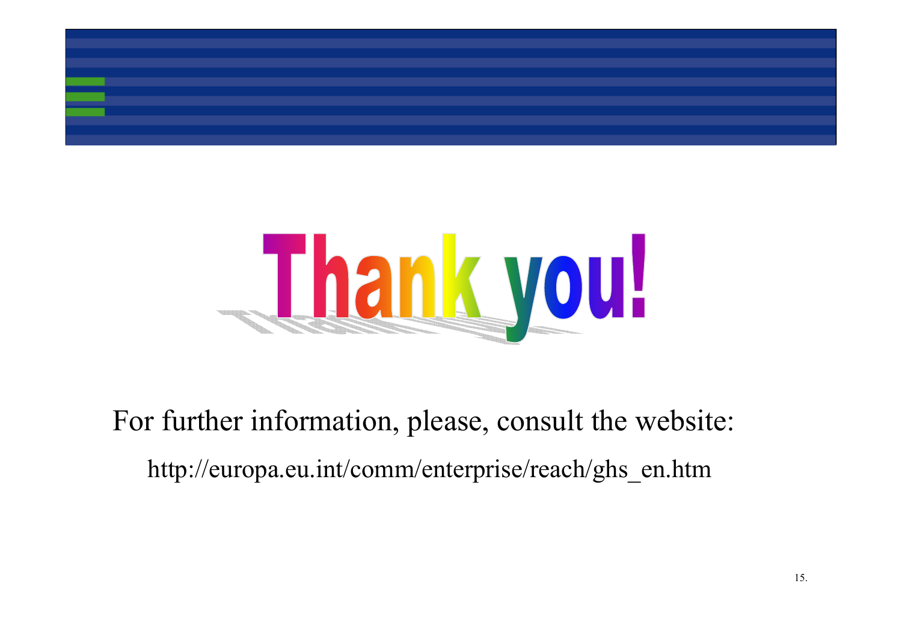# Thank you!

For further information, please, consult the website:

http://europa.eu.int/comm/enterprise/reach/ghs_en.htm